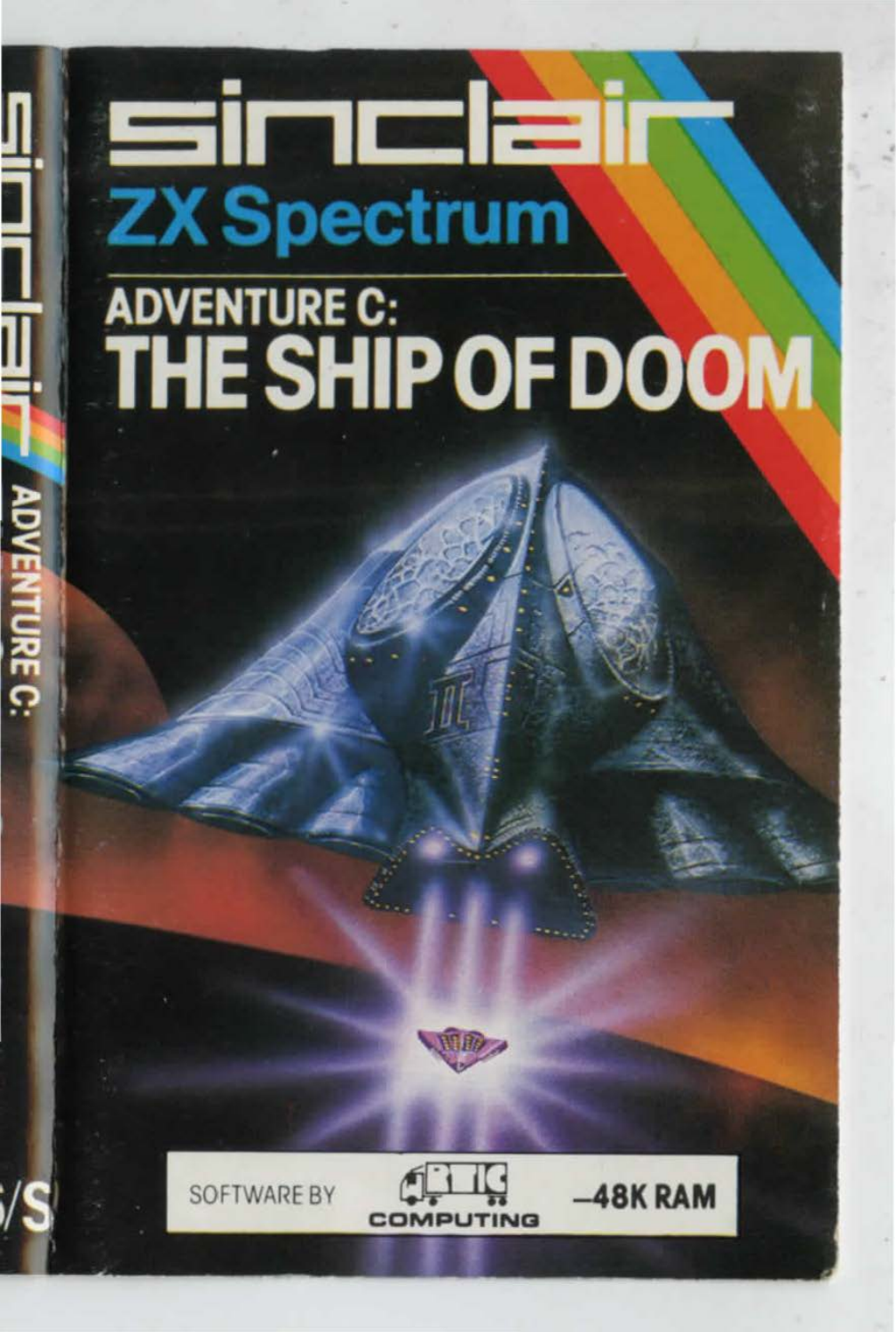# sinclair

## ZX Spectrum

## ADVENTURE C:
# THE SHIP OF DOOM

SOFTWARE BY ARTIC COMPUTING —48K RAM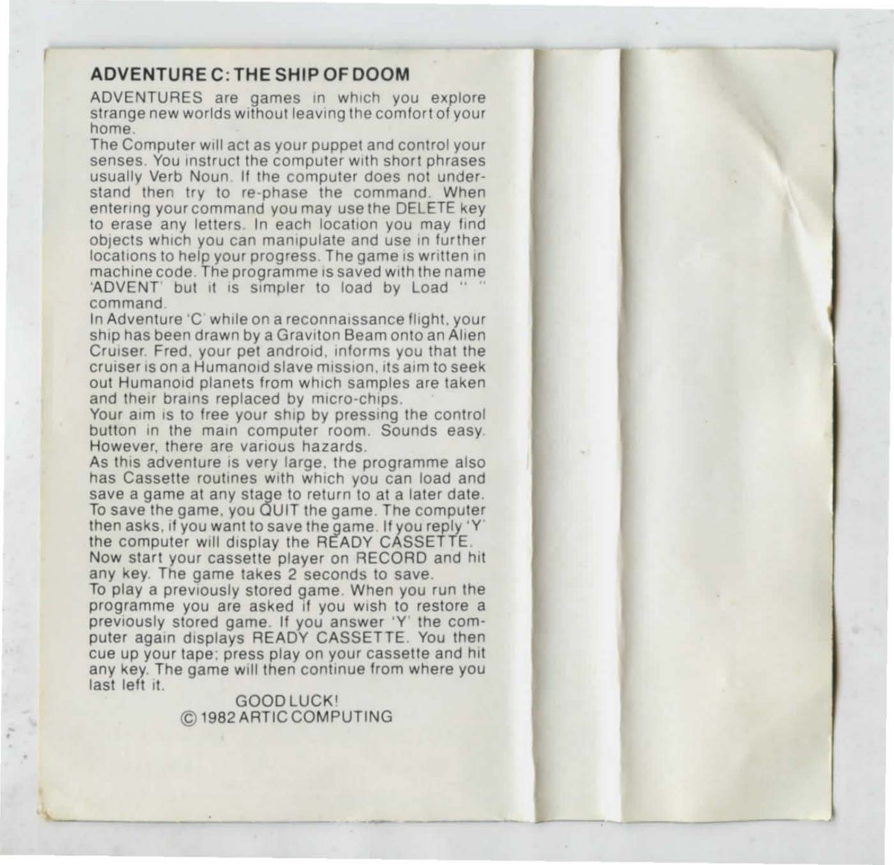## ADVENTURE C: THE SHIP OF DOOM

ADVENTURES are games in which you explore strange new worlds without leaving the comfort of your home.

The Computer will act as your puppet and control your senses. You instruct the computer with short phrases usually Verb Noun. If the computer does not understand then try to re-phase the command. When entering your command you may use the DELETE key to erase any letters. In each location you may find objects which you can manipulate and use in further locations to help your progress. The game is written in machine code. The programme is saved with the name 'ADVENT' but it is simpler to load by Load " " command.

In Adventure 'C' while on a reconnaissance flight, your ship has been drawn by a Graviton Beam onto an Alien Cruiser. Fred, your pet android, informs you that the cruiser is on a Humanoid slave mission, its aim to seek out Humanoid planets from which samples are taken and their brains replaced by micro-chips.

Your aim is to free your ship by pressing the control button in the main computer room. Sounds easy. However, there are various hazards.

As this adventure is very large, the programme also has Cassette routines with which you can load and save a game at any stage to return to at a later date. To save the game, you QUIT the game. The computer then asks, if you want to save the game. If you reply 'Y' the computer will display the READY CASSETTE. Now start your cassette player on RECORD and hit any key. The game takes 2 seconds to save.

To play a previously stored game. When you run the programme you are asked if you wish to restore a previously stored game. If you answer 'Y' the computer again displays READY CASSETTE. You then cue up your tape; press play on your cassette and hit any key. The game will then continue from where you last left it.

GOOD LUCK!

© 1982 ARTIC COMPUTING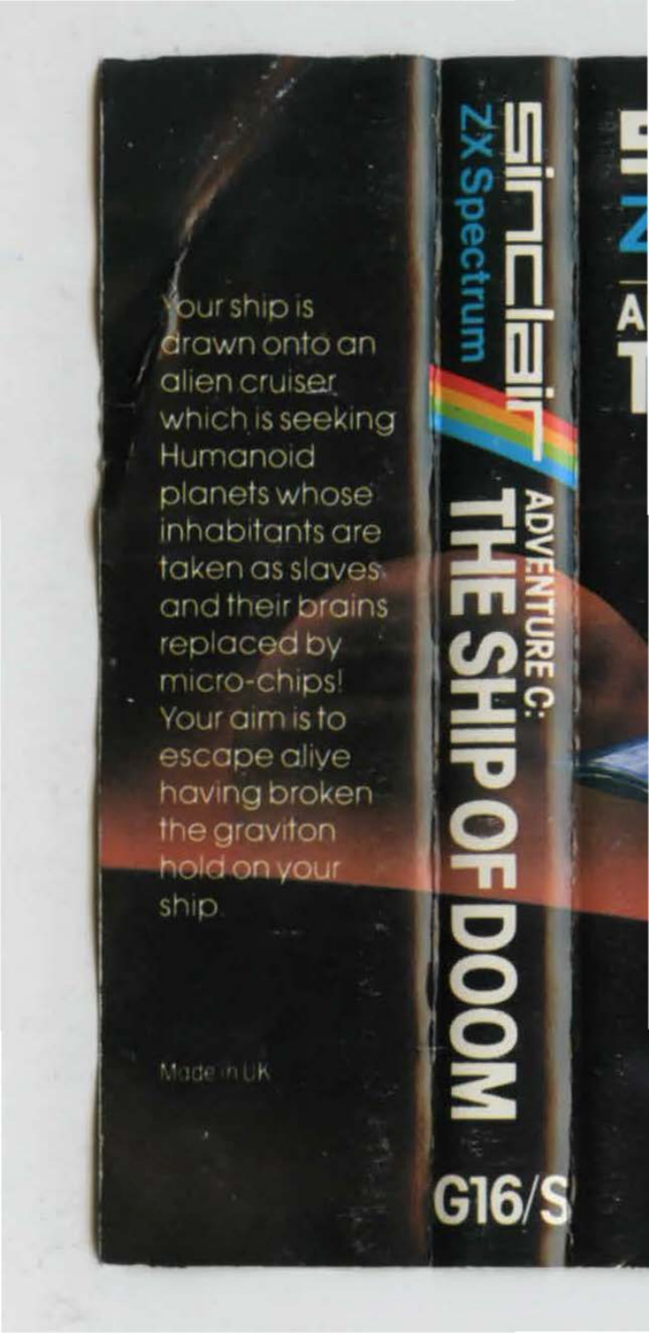Your ship is drawn onto an alien cruiser which is seeking Humanoid planets whose inhabitants are taken as slaves and their brains replaced by micro-chips! Your aim is to escape alive having broken the graviton hold on your ship.

Made in UK

sinclair

ZX Spectrum

ADVENTURE C:

THE SHIP OF DOOM

G16/S